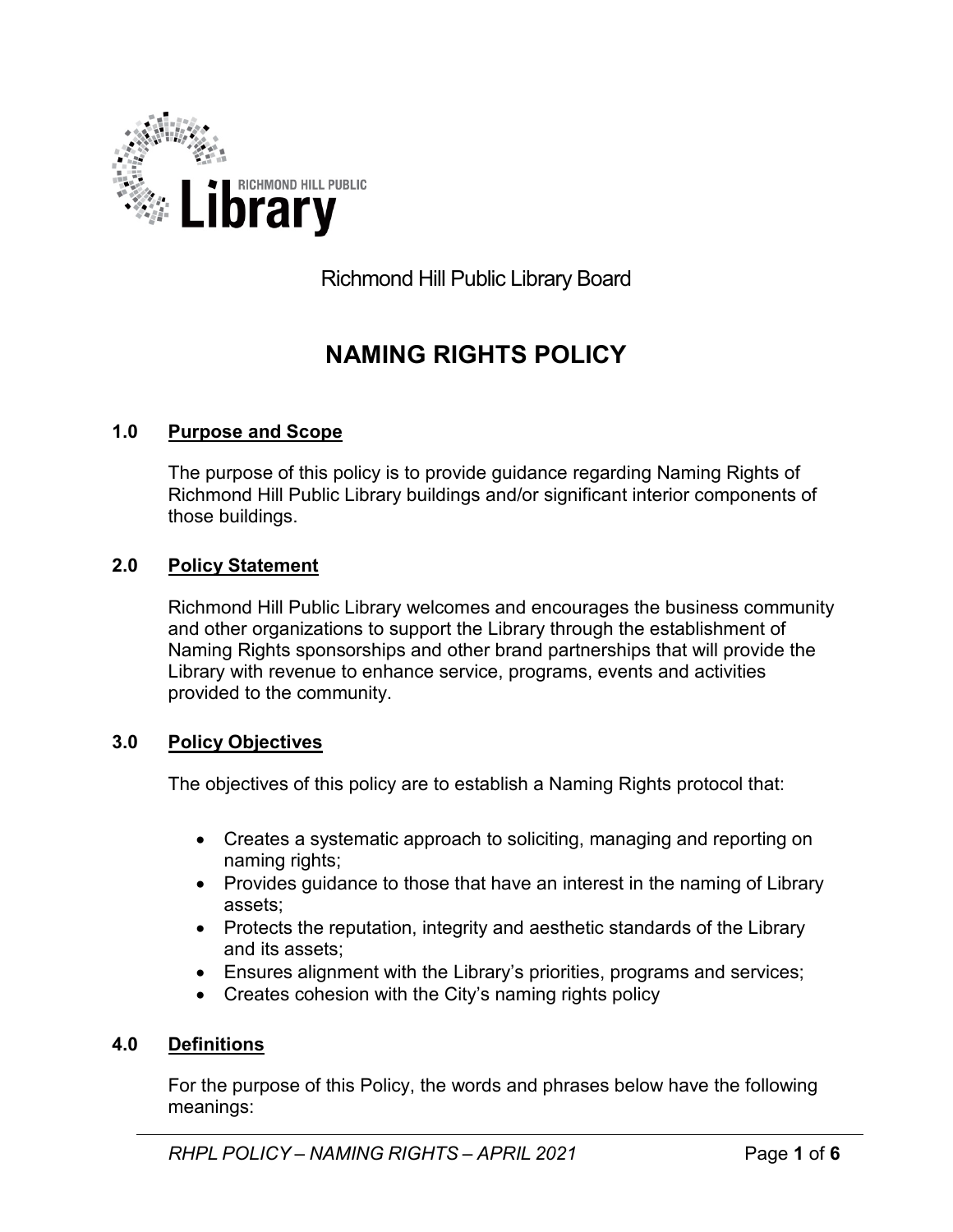Richmond Hill Public Library Board

# NAMING RIGHTS POLICY

## 1.0 Purpose and Scope

The purpose of this policy is to provide guidance regarding Naming Rights of Richmond Hill Public Library buildings and/or significant interior components of those buildings.

## 2.0 Policy Statement

Richmond Hill Public Library welcomes and encourages the business community and other organizations to support the Library through the establishment of Naming Rights sponsorships and other brand partnerships that will provide the Library with revenue to enhance service, programs, events and activities provided to the community.

## 3.0 Policy Objectives

The objectives of this policy are to establish a Naming Rights protocol that:

- Creates a systematic approach to soliciting, managing and reporting on naming rights;
- Provides guidance to those that have an interest in the naming of Library assets;
- Protects the reputation, integrity and aesthetic standards of the Library and its assets;
- Ensures alignment with the Library's priorities, programs and services;
- Creates cohesion with the City's naming rights policy

## 4.0 Definitions

For the purpose of this Policy, the words and phrases below have the following meanings: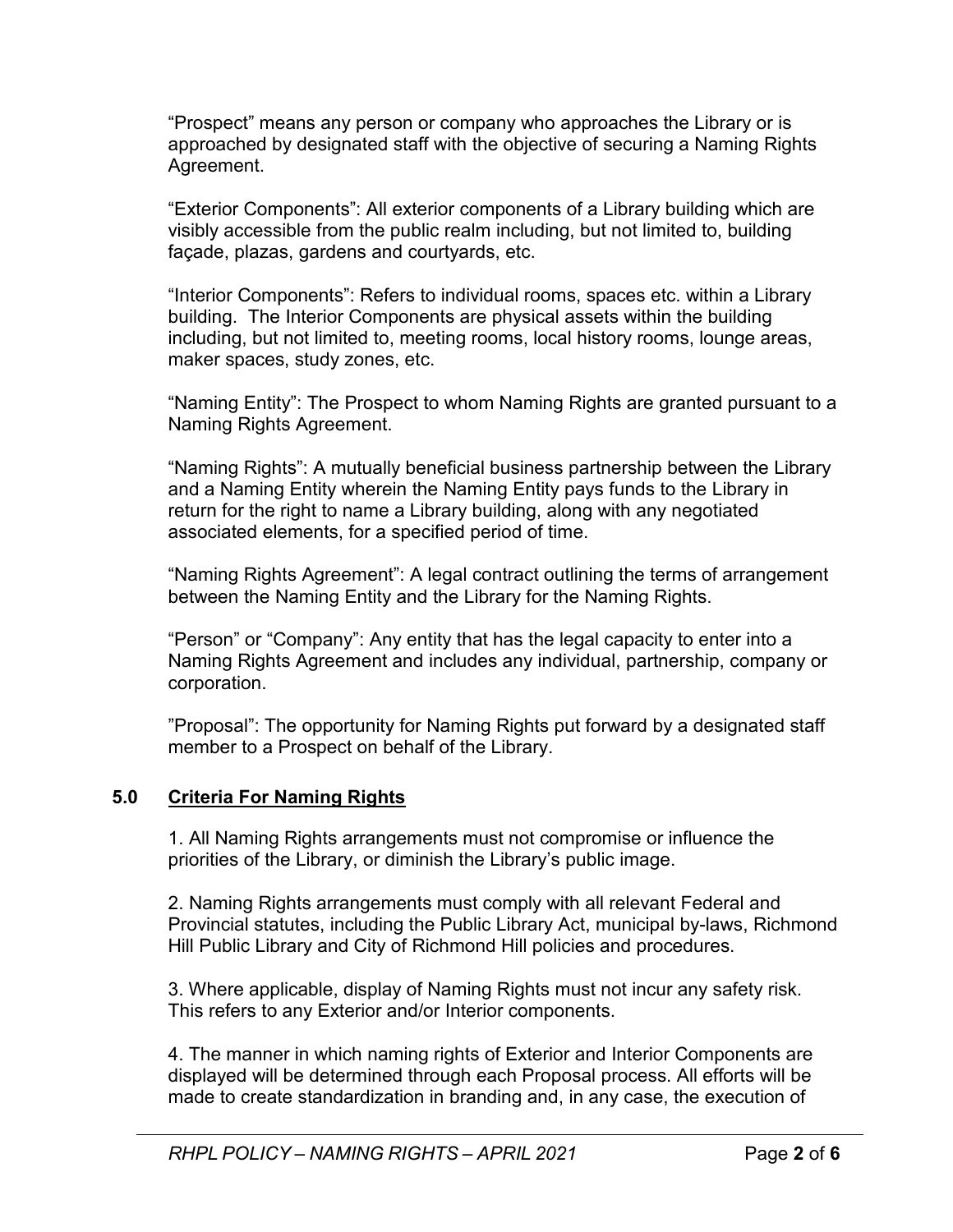"Prospect" means any person or company who approaches the Library or is approached by designated staff with the objective of securing a Naming Rights Agreement.

"Exterior Components": All exterior components of a Library building which are visibly accessible from the public realm including, but not limited to, building façade, plazas, gardens and courtyards, etc.

"Interior Components": Refers to individual rooms, spaces etc. within a Library building. The Interior Components are physical assets within the building including, but not limited to, meeting rooms, local history rooms, lounge areas, maker spaces, study zones, etc.

"Naming Entity": The Prospect to whom Naming Rights are granted pursuant to a Naming Rights Agreement.

"Naming Rights": A mutually beneficial business partnership between the Library and a Naming Entity wherein the Naming Entity pays funds to the Library in return for the right to name a Library building, along with any negotiated associated elements, for a specified period of time.

"Naming Rights Agreement": A legal contract outlining the terms of arrangement between the Naming Entity and the Library for the Naming Rights.

"Person" or "Company": Any entity that has the legal capacity to enter into a Naming Rights Agreement and includes any individual, partnership, company or corporation.

"Proposal": The opportunity for Naming Rights put forward by a designated staff member to a Prospect on behalf of the Library.

## 5.0 Criteria For Naming Rights

1. All Naming Rights arrangements must not compromise or influence the priorities of the Library, or diminish the Library's public image.

2. Naming Rights arrangements must comply with all relevant Federal and Provincial statutes, including the Public Library Act, municipal by-laws, Richmond Hill Public Library and City of Richmond Hill policies and procedures.

3. Where applicable, display of Naming Rights must not incur any safety risk. This refers to any Exterior and/or Interior components.

4. The manner in which naming rights of Exterior and Interior Components are displayed will be determined through each Proposal process. All efforts will be made to create standardization in branding and, in any case, the execution of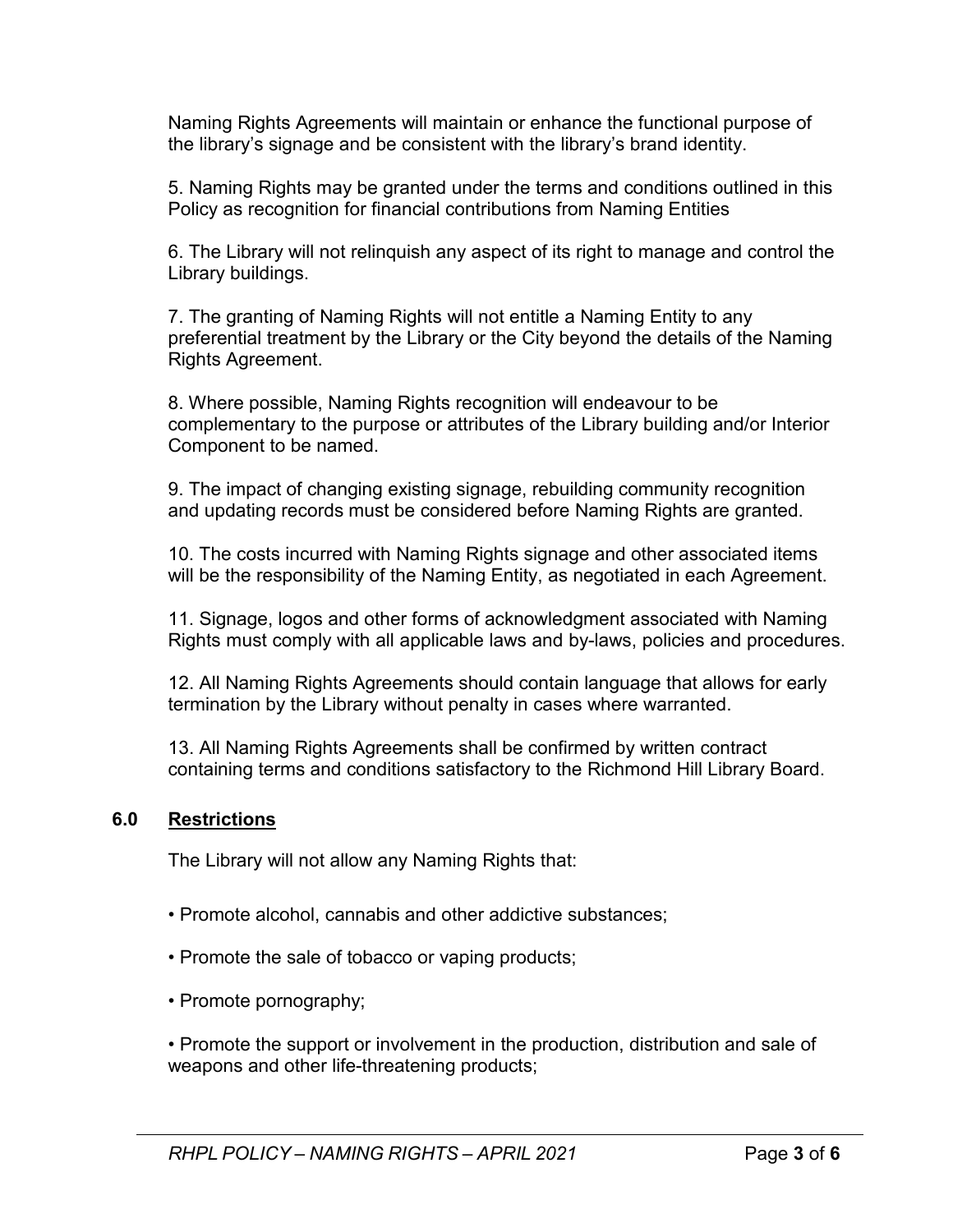Naming Rights Agreements will maintain or enhance the functional purpose of the library's signage and be consistent with the library's brand identity.

5. Naming Rights may be granted under the terms and conditions outlined in this Policy as recognition for financial contributions from Naming Entities

6. The Library will not relinquish any aspect of its right to manage and control the Library buildings.

7. The granting of Naming Rights will not entitle a Naming Entity to any preferential treatment by the Library or the City beyond the details of the Naming Rights Agreement.

8. Where possible, Naming Rights recognition will endeavour to be complementary to the purpose or attributes of the Library building and/or Interior Component to be named.

9. The impact of changing existing signage, rebuilding community recognition and updating records must be considered before Naming Rights are granted.

10. The costs incurred with Naming Rights signage and other associated items will be the responsibility of the Naming Entity, as negotiated in each Agreement.

11. Signage, logos and other forms of acknowledgment associated with Naming Rights must comply with all applicable laws and by-laws, policies and procedures.

12. All Naming Rights Agreements should contain language that allows for early termination by the Library without penalty in cases where warranted.

13. All Naming Rights Agreements shall be confirmed by written contract containing terms and conditions satisfactory to the Richmond Hill Library Board.

## 6.0 Restrictions

The Library will not allow any Naming Rights that:

- Promote alcohol, cannabis and other addictive substances;
- Promote the sale of tobacco or vaping products;
- Promote pornography;
- Promote the support or involvement in the production, distribution and sale of weapons and other life-threatening products;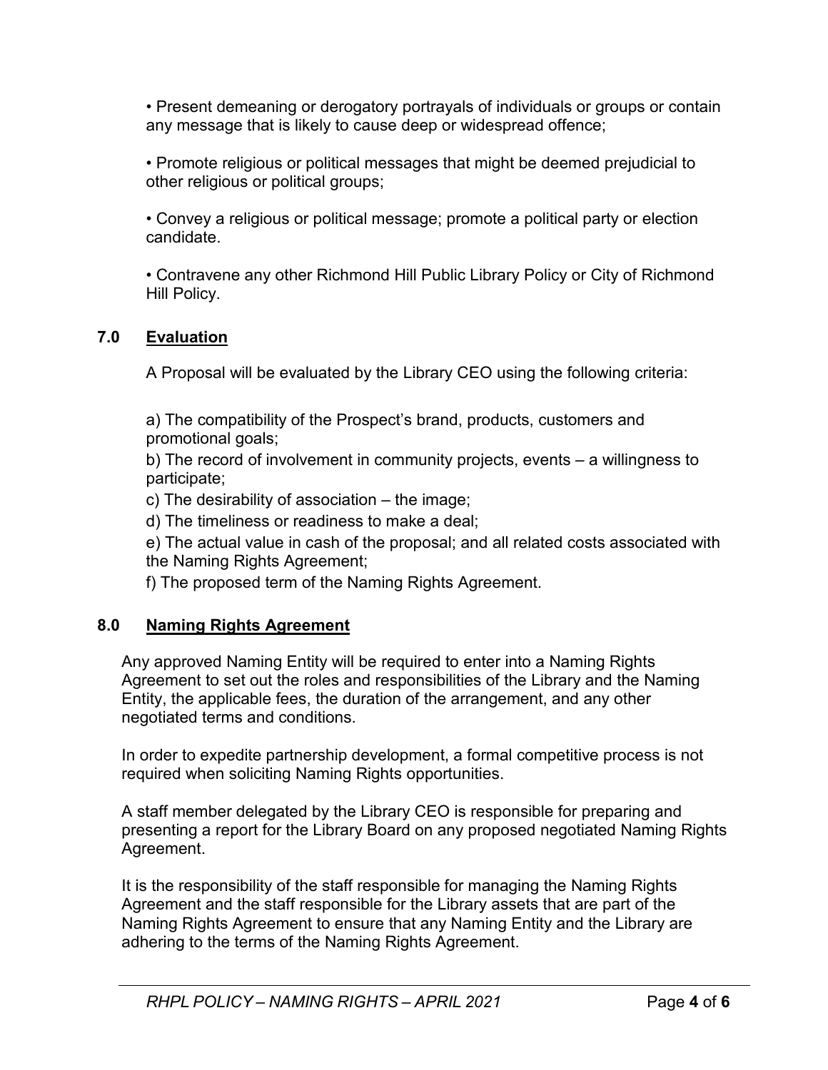- Present demeaning or derogatory portrayals of individuals or groups or contain any message that is likely to cause deep or widespread offence;

- Promote religious or political messages that might be deemed prejudicial to other religious or political groups;

- Convey a religious or political message; promote a political party or election candidate.

- Contravene any other Richmond Hill Public Library Policy or City of Richmond Hill Policy.

## 7.0 Evaluation

A Proposal will be evaluated by the Library CEO using the following criteria:

a) The compatibility of the Prospect's brand, products, customers and promotional goals;
b) The record of involvement in community projects, events – a willingness to participate;
c) The desirability of association – the image;
d) The timeliness or readiness to make a deal;
e) The actual value in cash of the proposal; and all related costs associated with the Naming Rights Agreement;
f) The proposed term of the Naming Rights Agreement.

## 8.0 Naming Rights Agreement

Any approved Naming Entity will be required to enter into a Naming Rights Agreement to set out the roles and responsibilities of the Library and the Naming Entity, the applicable fees, the duration of the arrangement, and any other negotiated terms and conditions.

In order to expedite partnership development, a formal competitive process is not required when soliciting Naming Rights opportunities.

A staff member delegated by the Library CEO is responsible for preparing and presenting a report for the Library Board on any proposed negotiated Naming Rights Agreement.

It is the responsibility of the staff responsible for managing the Naming Rights Agreement and the staff responsible for the Library assets that are part of the Naming Rights Agreement to ensure that any Naming Entity and the Library are adhering to the terms of the Naming Rights Agreement.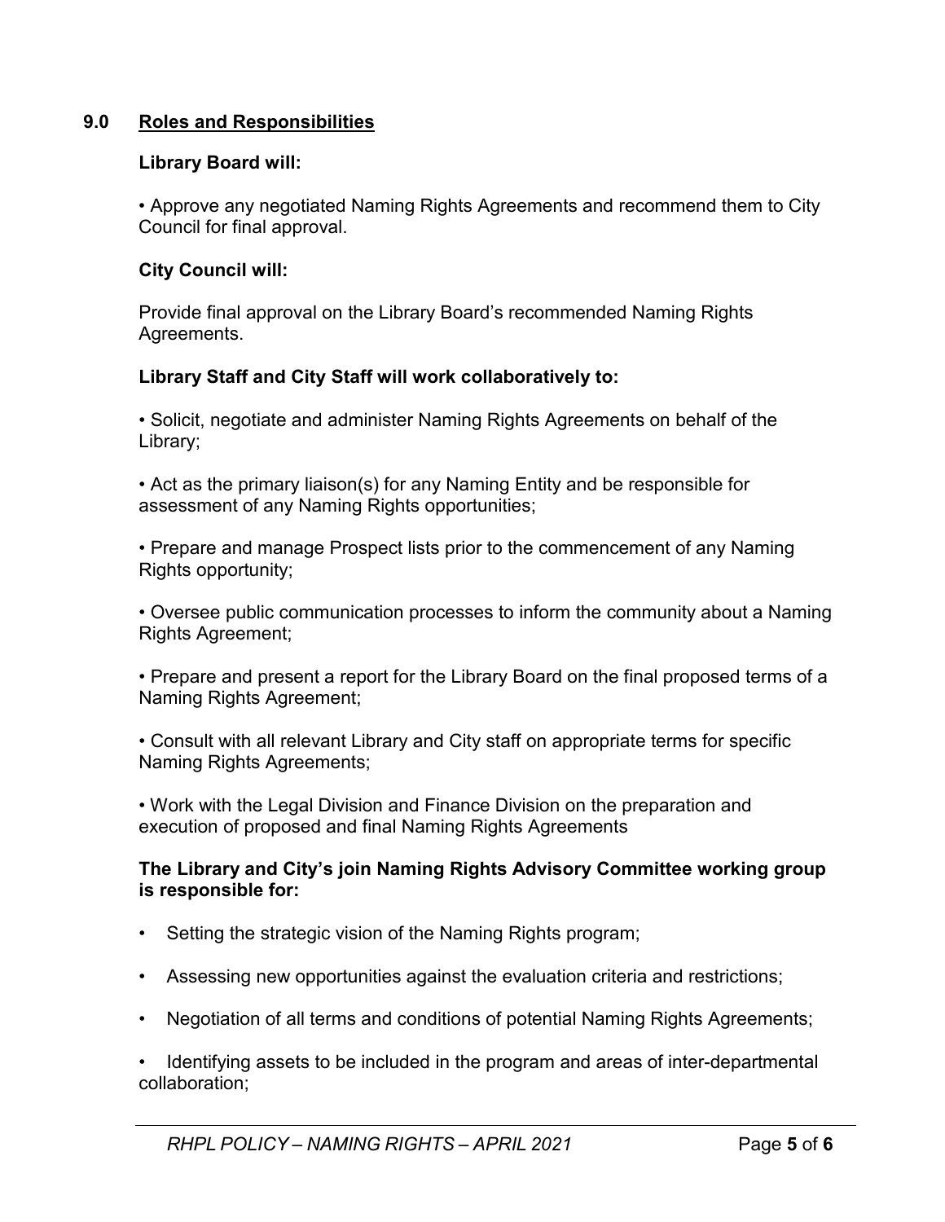## 9.0 Roles and Responsibilities

**Library Board will:**

• Approve any negotiated Naming Rights Agreements and recommend them to City Council for final approval.

**City Council will:**

Provide final approval on the Library Board's recommended Naming Rights Agreements.

**Library Staff and City Staff will work collaboratively to:**

• Solicit, negotiate and administer Naming Rights Agreements on behalf of the Library;

• Act as the primary liaison(s) for any Naming Entity and be responsible for assessment of any Naming Rights opportunities;

• Prepare and manage Prospect lists prior to the commencement of any Naming Rights opportunity;

• Oversee public communication processes to inform the community about a Naming Rights Agreement;

• Prepare and present a report for the Library Board on the final proposed terms of a Naming Rights Agreement;

• Consult with all relevant Library and City staff on appropriate terms for specific Naming Rights Agreements;

• Work with the Legal Division and Finance Division on the preparation and execution of proposed and final Naming Rights Agreements

**The Library and City's join Naming Rights Advisory Committee working group is responsible for:**

- Setting the strategic vision of the Naming Rights program;
- Assessing new opportunities against the evaluation criteria and restrictions;
- Negotiation of all terms and conditions of potential Naming Rights Agreements;
- Identifying assets to be included in the program and areas of inter-departmental collaboration;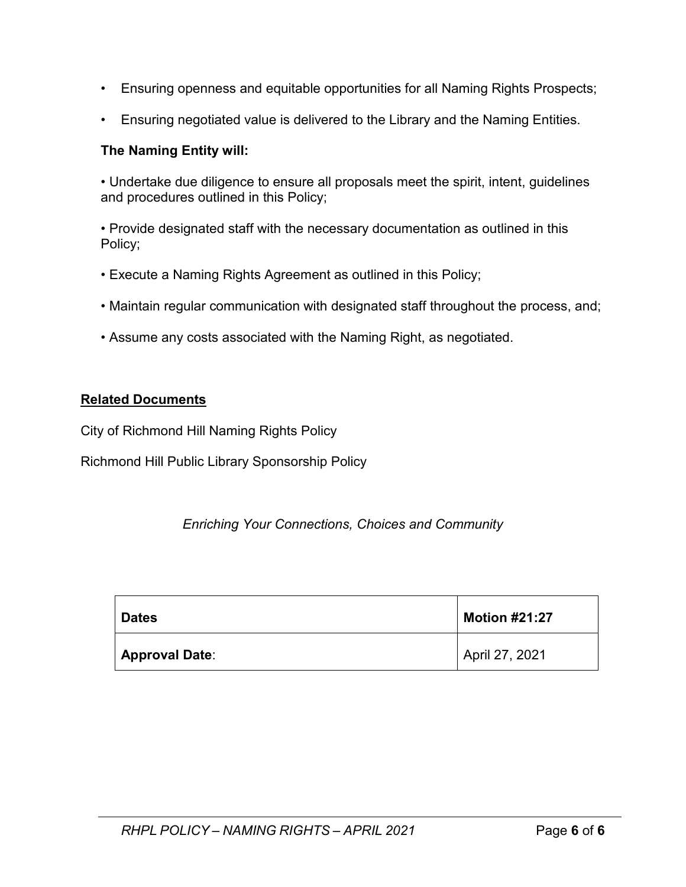- Ensuring openness and equitable opportunities for all Naming Rights Prospects;
- Ensuring negotiated value is delivered to the Library and the Naming Entities.

**The Naming Entity will:**

- Undertake due diligence to ensure all proposals meet the spirit, intent, guidelines and procedures outlined in this Policy;
- Provide designated staff with the necessary documentation as outlined in this Policy;
- Execute a Naming Rights Agreement as outlined in this Policy;
- Maintain regular communication with designated staff throughout the process, and;
- Assume any costs associated with the Naming Right, as negotiated.

**Related Documents**

City of Richmond Hill Naming Rights Policy

Richmond Hill Public Library Sponsorship Policy

*Enriching Your Connections, Choices and Community*

| **Dates** | **Motion #21:27** |
|---|---|
| **Approval Date**: | April 27, 2021 |